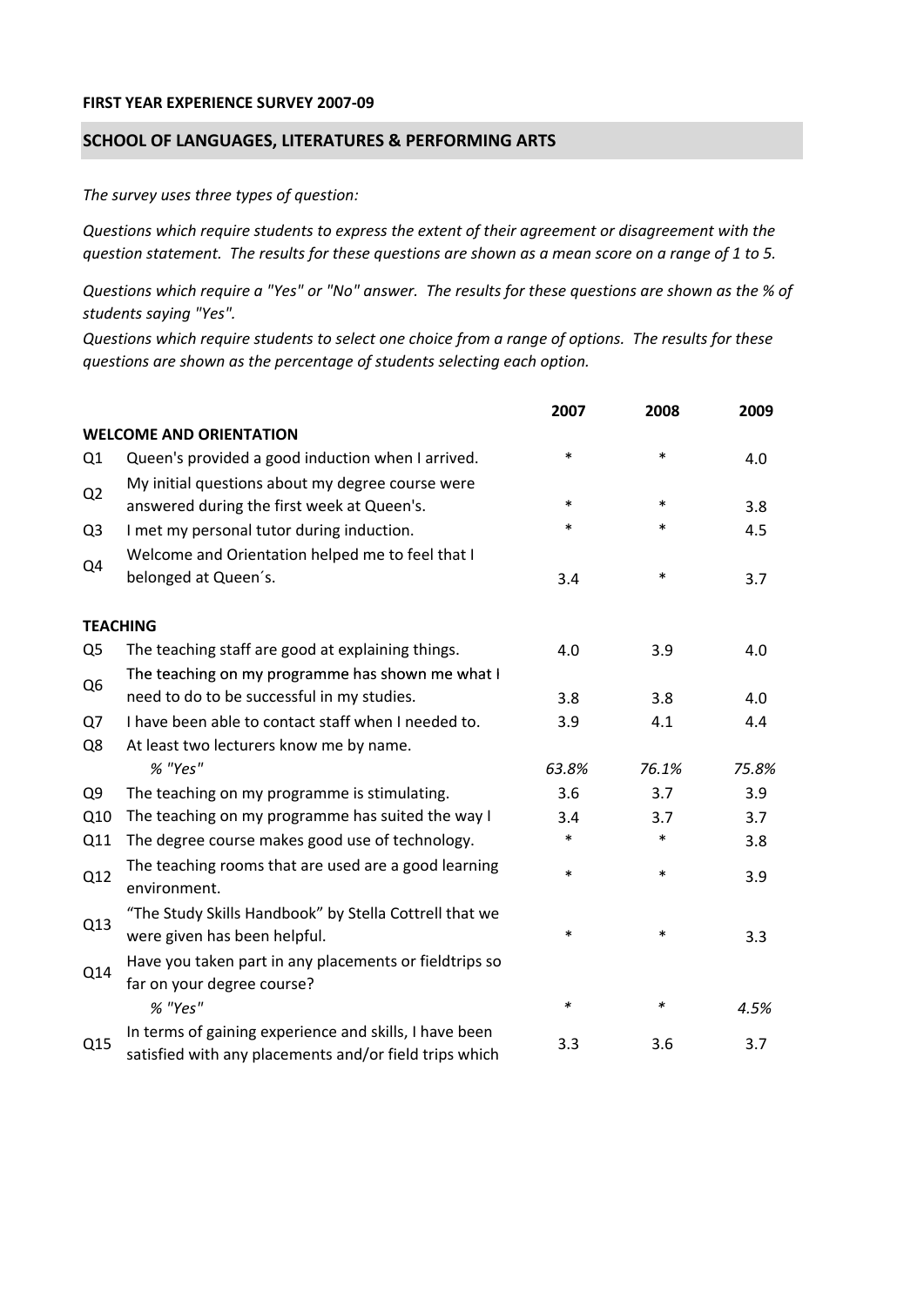**FIRST YEAR EXPERIENCE SURVEY 2007-09**

## SCHOOL OF LANGUAGES, LITERATURES & PERFORMING ARTS

*The survey uses three types of question:*

*Questions which require students to express the extent of their agreement or disagreement with the question statement. The results for these questions are shown as a mean score on a range of 1 to 5.*

*Questions which require a "Yes" or "No" answer. The results for these questions are shown as the % of students saying "Yes".*

*Questions which require students to select one choice from a range of options. The results for these questions are shown as the percentage of students selecting each option.*

| | | 2007 | 2008 | 2009 |
|---|---|---|---|---|
| **WELCOME AND ORIENTATION** | | | | |
| Q1 | Queen's provided a good induction when I arrived. | * | * | 4.0 |
| Q2 | My initial questions about my degree course were answered during the first week at Queen's. | * | * | 3.8 |
| Q3 | I met my personal tutor during induction. | * | * | 4.5 |
| Q4 | Welcome and Orientation helped me to feel that I belonged at Queen´s. | 3.4 | * | 3.7 |
| **TEACHING** | | | | |
| Q5 | The teaching staff are good at explaining things. | 4.0 | 3.9 | 4.0 |
| Q6 | The teaching on my programme has shown me what I need to do to be successful in my studies. | 3.8 | 3.8 | 4.0 |
| Q7 | I have been able to contact staff when I needed to. | 3.9 | 4.1 | 4.4 |
| Q8 | At least two lecturers know me by name. | | | |
| | *% "Yes"* | *63.8%* | *76.1%* | *75.8%* |
| Q9 | The teaching on my programme is stimulating. | 3.6 | 3.7 | 3.9 |
| Q10 | The teaching on my programme has suited the way I | 3.4 | 3.7 | 3.7 |
| Q11 | The degree course makes good use of technology. | * | * | 3.8 |
| Q12 | The teaching rooms that are used are a good learning environment. | * | * | 3.9 |
| Q13 | "The Study Skills Handbook" by Stella Cottrell that we were given has been helpful. | * | * | 3.3 |
| Q14 | Have you taken part in any placements or fieldtrips so far on your degree course? | | | |
| | *% "Yes"* | * | * | *4.5%* |
| Q15 | In terms of gaining experience and skills, I have been satisfied with any placements and/or field trips which | 3.3 | 3.6 | 3.7 |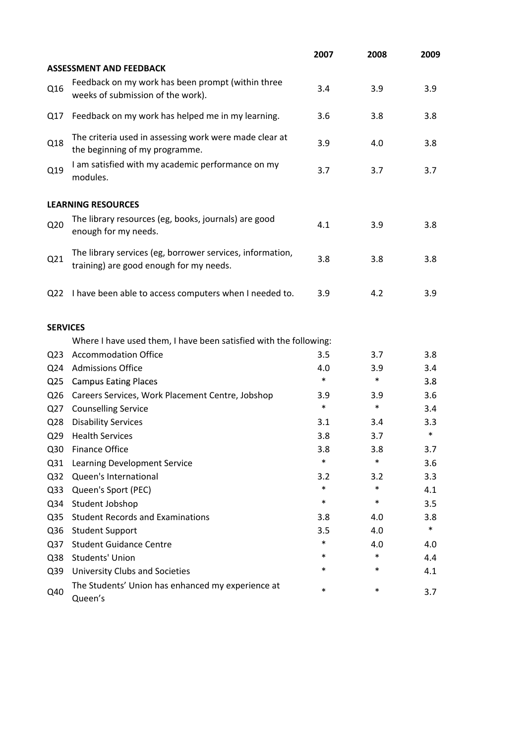| | | 2007 | 2008 | 2009 |
|---|---|---|---|---|
| **ASSESSMENT AND FEEDBACK** | | | | |
| Q16 | Feedback on my work has been prompt (within three weeks of submission of the work). | 3.4 | 3.9 | 3.9 |
| Q17 | Feedback on my work has helped me in my learning. | 3.6 | 3.8 | 3.8 |
| Q18 | The criteria used in assessing work were made clear at the beginning of my programme. | 3.9 | 4.0 | 3.8 |
| Q19 | I am satisfied with my academic performance on my modules. | 3.7 | 3.7 | 3.7 |
| **LEARNING RESOURCES** | | | | |
| Q20 | The library resources (eg, books, journals) are good enough for my needs. | 4.1 | 3.9 | 3.8 |
| Q21 | The library services (eg, borrower services, information, training) are good enough for my needs. | 3.8 | 3.8 | 3.8 |
| Q22 | I have been able to access computers when I needed to. | 3.9 | 4.2 | 3.9 |
| **SERVICES** | | | | |
| | Where I have used them, I have been satisfied with the following: | | | |
| Q23 | Accommodation Office | 3.5 | 3.7 | 3.8 |
| Q24 | Admissions Office | 4.0 | 3.9 | 3.4 |
| Q25 | Campus Eating Places | * | * | 3.8 |
| Q26 | Careers Services, Work Placement Centre, Jobshop | 3.9 | 3.9 | 3.6 |
| Q27 | Counselling Service | * | * | 3.4 |
| Q28 | Disability Services | 3.1 | 3.4 | 3.3 |
| Q29 | Health Services | 3.8 | 3.7 | * |
| Q30 | Finance Office | 3.8 | 3.8 | 3.7 |
| Q31 | Learning Development Service | * | * | 3.6 |
| Q32 | Queen's International | 3.2 | 3.2 | 3.3 |
| Q33 | Queen's Sport (PEC) | * | * | 4.1 |
| Q34 | Student Jobshop | * | * | 3.5 |
| Q35 | Student Records and Examinations | 3.8 | 4.0 | 3.8 |
| Q36 | Student Support | 3.5 | 4.0 | * |
| Q37 | Student Guidance Centre | * | 4.0 | 4.0 |
| Q38 | Students' Union | * | * | 4.4 |
| Q39 | University Clubs and Societies | * | * | 4.1 |
| Q40 | The Students' Union has enhanced my experience at Queen's | * | * | 3.7 |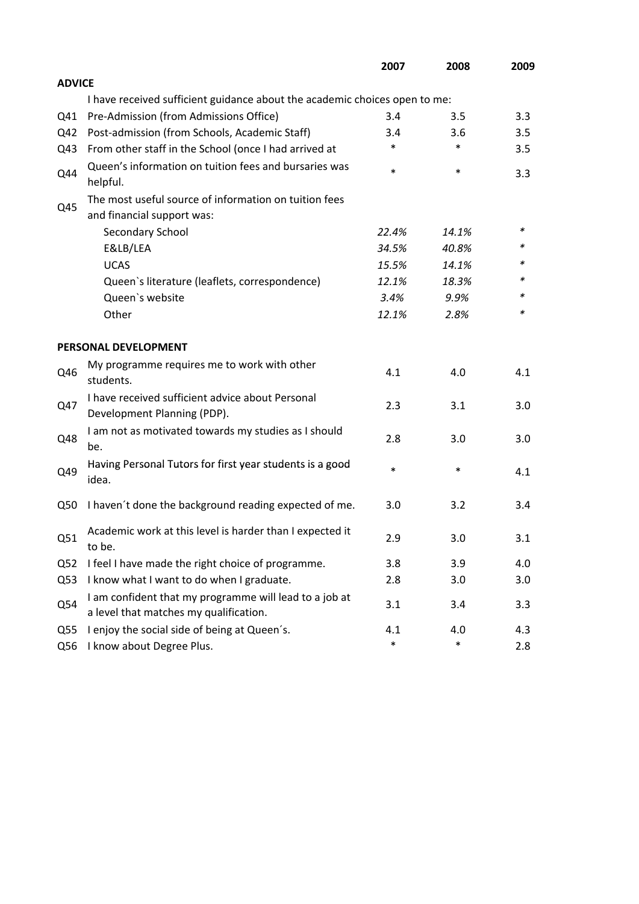| | | 2007 | 2008 | 2009 |
|---|---|---|---|---|
| **ADVICE** | | | | |
| | I have received sufficient guidance about the academic choices open to me: | | | |
| Q41 | Pre-Admission (from Admissions Office) | 3.4 | 3.5 | 3.3 |
| Q42 | Post-admission (from Schools, Academic Staff) | 3.4 | 3.6 | 3.5 |
| Q43 | From other staff in the School (once I had arrived at | * | * | 3.5 |
| Q44 | Queen's information on tuition fees and bursaries was helpful. | * | * | 3.3 |
| Q45 | The most useful source of information on tuition fees and financial support was: | | | |
| | Secondary School | *22.4%* | *14.1%* | * |
| | E&LB/LEA | *34.5%* | *40.8%* | * |
| | UCAS | *15.5%* | *14.1%* | * |
| | Queen`s literature (leaflets, correspondence) | *12.1%* | *18.3%* | * |
| | Queen`s website | *3.4%* | *9.9%* | * |
| | Other | *12.1%* | *2.8%* | * |
| **PERSONAL DEVELOPMENT** | | | | |
| Q46 | My programme requires me to work with other students. | 4.1 | 4.0 | 4.1 |
| Q47 | I have received sufficient advice about Personal Development Planning (PDP). | 2.3 | 3.1 | 3.0 |
| Q48 | I am not as motivated towards my studies as I should be. | 2.8 | 3.0 | 3.0 |
| Q49 | Having Personal Tutors for first year students is a good idea. | * | * | 4.1 |
| Q50 | I haven´t done the background reading expected of me. | 3.0 | 3.2 | 3.4 |
| Q51 | Academic work at this level is harder than I expected it to be. | 2.9 | 3.0 | 3.1 |
| Q52 | I feel I have made the right choice of programme. | 3.8 | 3.9 | 4.0 |
| Q53 | I know what I want to do when I graduate. | 2.8 | 3.0 | 3.0 |
| Q54 | I am confident that my programme will lead to a job at a level that matches my qualification. | 3.1 | 3.4 | 3.3 |
| Q55 | I enjoy the social side of being at Queen´s. | 4.1 | 4.0 | 4.3 |
| Q56 | I know about Degree Plus. | * | * | 2.8 |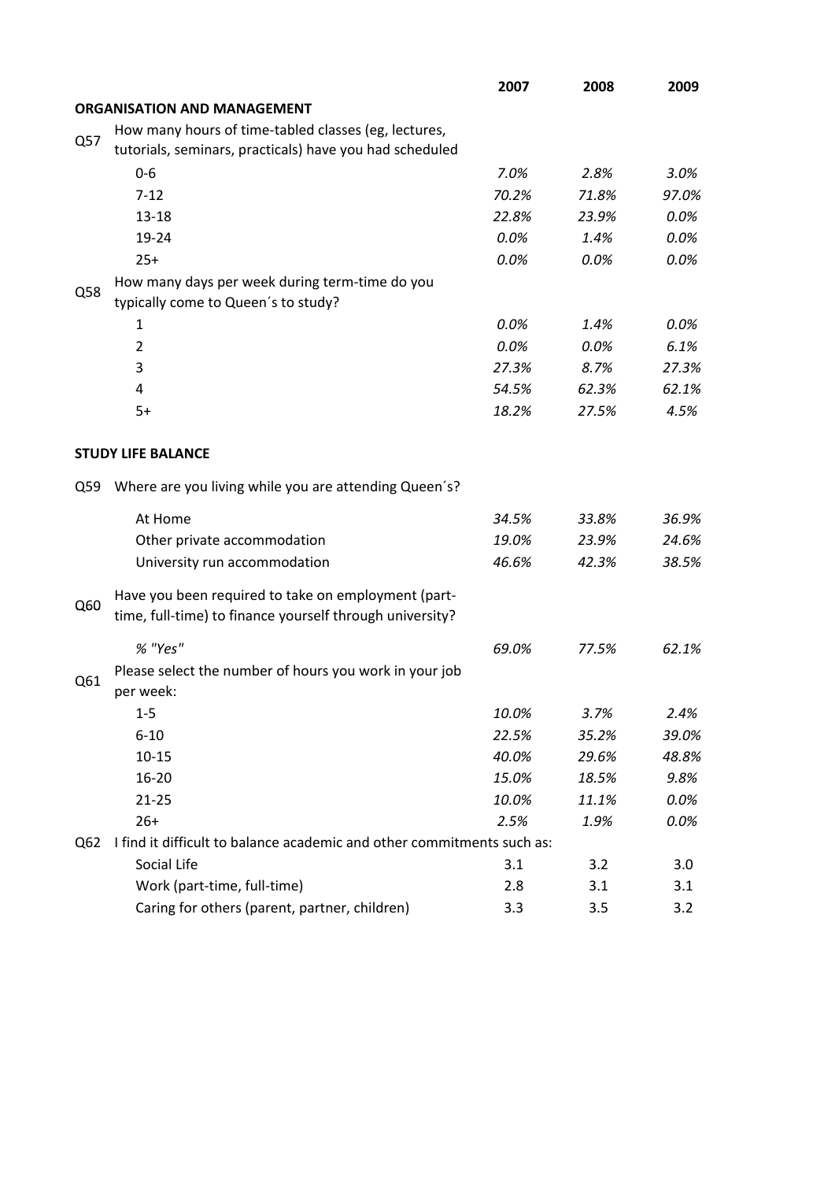| | | 2007 | 2008 | 2009 |
|---|---|---|---|---|
| | **ORGANISATION AND MANAGEMENT** | | | |
| Q57 | How many hours of time-tabled classes (eg, lectures, tutorials, seminars, practicals) have you had scheduled | | | |
| | 0-6 | *7.0%* | *2.8%* | *3.0%* |
| | 7-12 | *70.2%* | *71.8%* | *97.0%* |
| | 13-18 | *22.8%* | *23.9%* | *0.0%* |
| | 19-24 | *0.0%* | *1.4%* | *0.0%* |
| | 25+ | *0.0%* | *0.0%* | *0.0%* |
| Q58 | How many days per week during term-time do you typically come to Queen´s to study? | | | |
| | 1 | *0.0%* | *1.4%* | *0.0%* |
| | 2 | *0.0%* | *0.0%* | *6.1%* |
| | 3 | *27.3%* | *8.7%* | *27.3%* |
| | 4 | *54.5%* | *62.3%* | *62.1%* |
| | 5+ | *18.2%* | *27.5%* | *4.5%* |
| | **STUDY LIFE BALANCE** | | | |
| Q59 | Where are you living while you are attending Queen´s? | | | |
| | At Home | *34.5%* | *33.8%* | *36.9%* |
| | Other private accommodation | *19.0%* | *23.9%* | *24.6%* |
| | University run accommodation | *46.6%* | *42.3%* | *38.5%* |
| Q60 | Have you been required to take on employment (part-time, full-time) to finance yourself through university? | | | |
| | *% "Yes"* | *69.0%* | *77.5%* | *62.1%* |
| Q61 | Please select the number of hours you work in your job per week: | | | |
| | 1-5 | *10.0%* | *3.7%* | *2.4%* |
| | 6-10 | *22.5%* | *35.2%* | *39.0%* |
| | 10-15 | *40.0%* | *29.6%* | *48.8%* |
| | 16-20 | *15.0%* | *18.5%* | *9.8%* |
| | 21-25 | *10.0%* | *11.1%* | *0.0%* |
| | 26+ | *2.5%* | *1.9%* | *0.0%* |
| Q62 | I find it difficult to balance academic and other commitments such as: | | | |
| | Social Life | 3.1 | 3.2 | 3.0 |
| | Work (part-time, full-time) | 2.8 | 3.1 | 3.1 |
| | Caring for others (parent, partner, children) | 3.3 | 3.5 | 3.2 |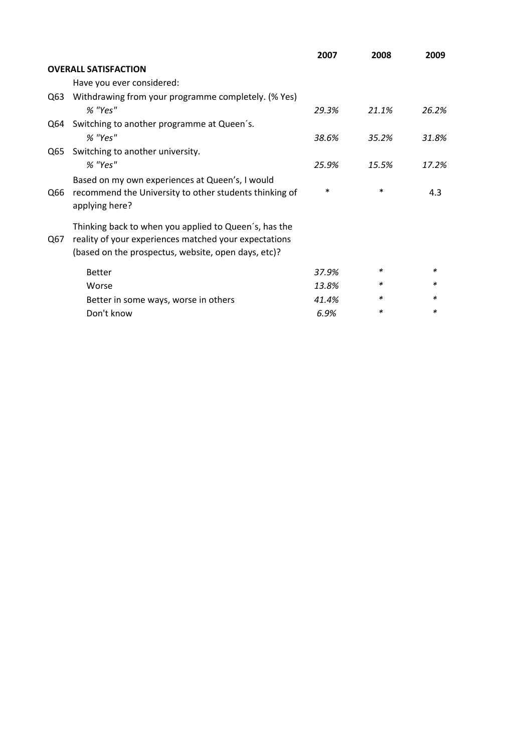| | | 2007 | 2008 | 2009 |
|---|---|---|---|---|
| **OVERALL SATISFACTION** | | | | |
| | Have you ever considered: | | | |
| Q63 | Withdrawing from your programme completely. (% Yes) | | | |
| | *% "Yes"* | *29.3%* | *21.1%* | *26.2%* |
| Q64 | Switching to another programme at Queen´s. | | | |
| | *% "Yes"* | *38.6%* | *35.2%* | *31.8%* |
| Q65 | Switching to another university. | | | |
| | *% "Yes"* | *25.9%* | *15.5%* | *17.2%* |
| Q66 | Based on my own experiences at Queen's, I would recommend the University to other students thinking of applying here? | * | * | 4.3 |
| Q67 | Thinking back to when you applied to Queen´s, has the reality of your experiences matched your expectations (based on the prospectus, website, open days, etc)? | | | |
| | Better | *37.9%* | * | * |
| | Worse | *13.8%* | * | * |
| | Better in some ways, worse in others | *41.4%* | * | * |
| | Don't know | *6.9%* | * | * |